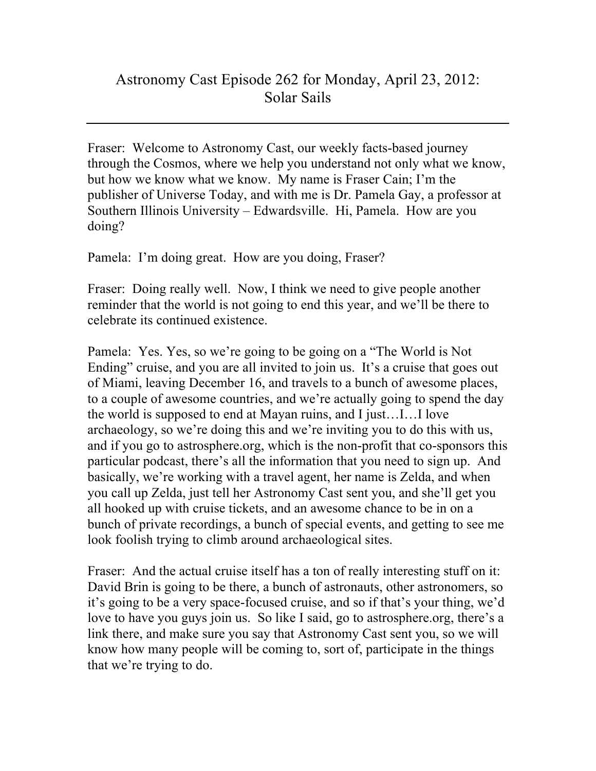# Astronomy Cast Episode 262 for Monday, April 23, 2012: Solar Sails

---

Fraser: Welcome to Astronomy Cast, our weekly facts-based journey through the Cosmos, where we help you understand not only what we know, but how we know what we know. My name is Fraser Cain; I'm the publisher of Universe Today, and with me is Dr. Pamela Gay, a professor at Southern Illinois University – Edwardsville. Hi, Pamela. How are you doing?

Pamela: I'm doing great. How are you doing, Fraser?

Fraser: Doing really well. Now, I think we need to give people another reminder that the world is not going to end this year, and we'll be there to celebrate its continued existence.

Pamela: Yes. Yes, so we're going to be going on a "The World is Not Ending" cruise, and you are all invited to join us. It's a cruise that goes out of Miami, leaving December 16, and travels to a bunch of awesome places, to a couple of awesome countries, and we're actually going to spend the day the world is supposed to end at Mayan ruins, and I just…I…I love archaeology, so we're doing this and we're inviting you to do this with us, and if you go to astrosphere.org, which is the non-profit that co-sponsors this particular podcast, there's all the information that you need to sign up. And basically, we're working with a travel agent, her name is Zelda, and when you call up Zelda, just tell her Astronomy Cast sent you, and she'll get you all hooked up with cruise tickets, and an awesome chance to be in on a bunch of private recordings, a bunch of special events, and getting to see me look foolish trying to climb around archaeological sites.

Fraser: And the actual cruise itself has a ton of really interesting stuff on it: David Brin is going to be there, a bunch of astronauts, other astronomers, so it's going to be a very space-focused cruise, and so if that's your thing, we'd love to have you guys join us. So like I said, go to astrosphere.org, there's a link there, and make sure you say that Astronomy Cast sent you, so we will know how many people will be coming to, sort of, participate in the things that we're trying to do.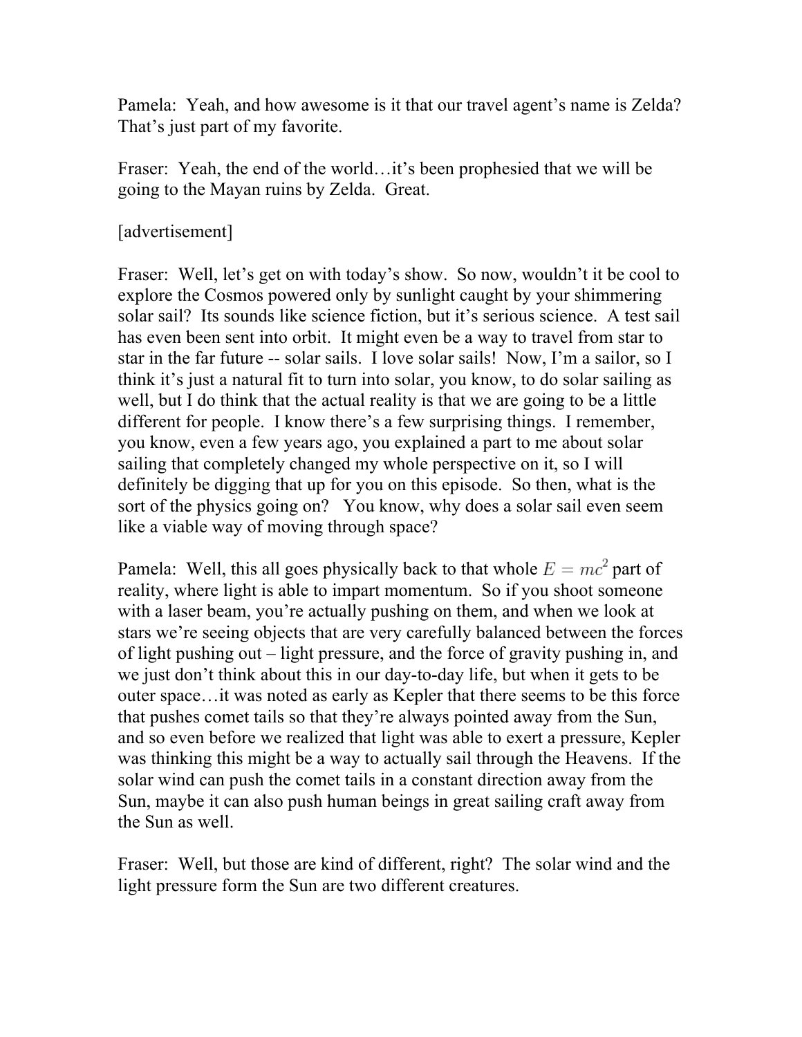Pamela: Yeah, and how awesome is it that our travel agent's name is Zelda? That's just part of my favorite.

Fraser: Yeah, the end of the world…it's been prophesied that we will be going to the Mayan ruins by Zelda. Great.

[advertisement]

Fraser: Well, let's get on with today's show. So now, wouldn't it be cool to explore the Cosmos powered only by sunlight caught by your shimmering solar sail? Its sounds like science fiction, but it's serious science. A test sail has even been sent into orbit. It might even be a way to travel from star to star in the far future -- solar sails. I love solar sails! Now, I'm a sailor, so I think it's just a natural fit to turn into solar, you know, to do solar sailing as well, but I do think that the actual reality is that we are going to be a little different for people. I know there's a few surprising things. I remember, you know, even a few years ago, you explained a part to me about solar sailing that completely changed my whole perspective on it, so I will definitely be digging that up for you on this episode. So then, what is the sort of the physics going on? You know, why does a solar sail even seem like a viable way of moving through space?

Pamela: Well, this all goes physically back to that whole $E = mc^2$ part of reality, where light is able to impart momentum. So if you shoot someone with a laser beam, you're actually pushing on them, and when we look at stars we're seeing objects that are very carefully balanced between the forces of light pushing out – light pressure, and the force of gravity pushing in, and we just don't think about this in our day-to-day life, but when it gets to be outer space…it was noted as early as Kepler that there seems to be this force that pushes comet tails so that they're always pointed away from the Sun, and so even before we realized that light was able to exert a pressure, Kepler was thinking this might be a way to actually sail through the Heavens. If the solar wind can push the comet tails in a constant direction away from the Sun, maybe it can also push human beings in great sailing craft away from the Sun as well.

Fraser: Well, but those are kind of different, right? The solar wind and the light pressure form the Sun are two different creatures.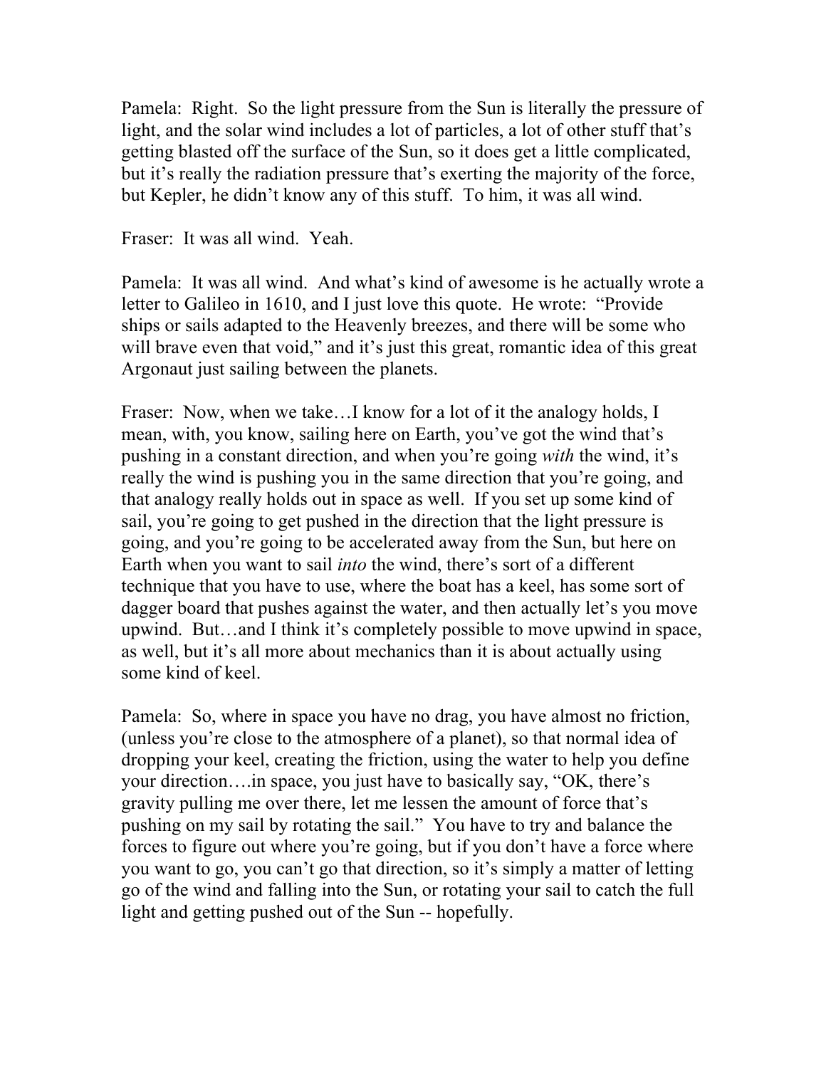Pamela: Right. So the light pressure from the Sun is literally the pressure of light, and the solar wind includes a lot of particles, a lot of other stuff that's getting blasted off the surface of the Sun, so it does get a little complicated, but it's really the radiation pressure that's exerting the majority of the force, but Kepler, he didn't know any of this stuff. To him, it was all wind.

Fraser: It was all wind. Yeah.

Pamela: It was all wind. And what's kind of awesome is he actually wrote a letter to Galileo in 1610, and I just love this quote. He wrote: "Provide ships or sails adapted to the Heavenly breezes, and there will be some who will brave even that void," and it's just this great, romantic idea of this great Argonaut just sailing between the planets.

Fraser: Now, when we take…I know for a lot of it the analogy holds, I mean, with, you know, sailing here on Earth, you've got the wind that's pushing in a constant direction, and when you're going *with* the wind, it's really the wind is pushing you in the same direction that you're going, and that analogy really holds out in space as well. If you set up some kind of sail, you're going to get pushed in the direction that the light pressure is going, and you're going to be accelerated away from the Sun, but here on Earth when you want to sail *into* the wind, there's sort of a different technique that you have to use, where the boat has a keel, has some sort of dagger board that pushes against the water, and then actually let's you move upwind. But…and I think it's completely possible to move upwind in space, as well, but it's all more about mechanics than it is about actually using some kind of keel.

Pamela: So, where in space you have no drag, you have almost no friction, (unless you're close to the atmosphere of a planet), so that normal idea of dropping your keel, creating the friction, using the water to help you define your direction….in space, you just have to basically say, "OK, there's gravity pulling me over there, let me lessen the amount of force that's pushing on my sail by rotating the sail." You have to try and balance the forces to figure out where you're going, but if you don't have a force where you want to go, you can't go that direction, so it's simply a matter of letting go of the wind and falling into the Sun, or rotating your sail to catch the full light and getting pushed out of the Sun -- hopefully.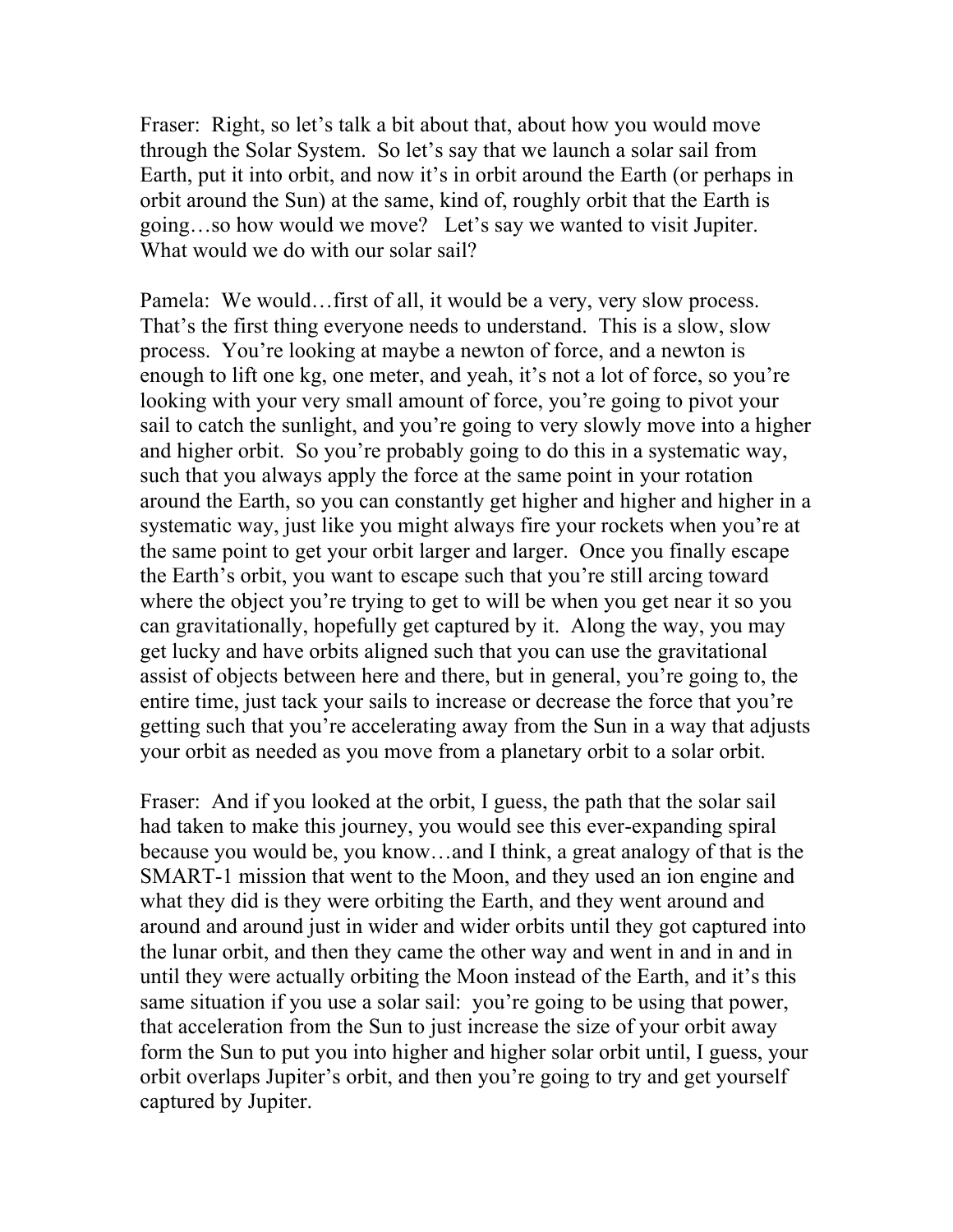Fraser: Right, so let's talk a bit about that, about how you would move through the Solar System. So let's say that we launch a solar sail from Earth, put it into orbit, and now it's in orbit around the Earth (or perhaps in orbit around the Sun) at the same, kind of, roughly orbit that the Earth is going…so how would we move? Let's say we wanted to visit Jupiter. What would we do with our solar sail?

Pamela: We would…first of all, it would be a very, very slow process. That's the first thing everyone needs to understand. This is a slow, slow process. You're looking at maybe a newton of force, and a newton is enough to lift one kg, one meter, and yeah, it's not a lot of force, so you're looking with your very small amount of force, you're going to pivot your sail to catch the sunlight, and you're going to very slowly move into a higher and higher orbit. So you're probably going to do this in a systematic way, such that you always apply the force at the same point in your rotation around the Earth, so you can constantly get higher and higher and higher in a systematic way, just like you might always fire your rockets when you're at the same point to get your orbit larger and larger. Once you finally escape the Earth's orbit, you want to escape such that you're still arcing toward where the object you're trying to get to will be when you get near it so you can gravitationally, hopefully get captured by it. Along the way, you may get lucky and have orbits aligned such that you can use the gravitational assist of objects between here and there, but in general, you're going to, the entire time, just tack your sails to increase or decrease the force that you're getting such that you're accelerating away from the Sun in a way that adjusts your orbit as needed as you move from a planetary orbit to a solar orbit.

Fraser: And if you looked at the orbit, I guess, the path that the solar sail had taken to make this journey, you would see this ever-expanding spiral because you would be, you know…and I think, a great analogy of that is the SMART-1 mission that went to the Moon, and they used an ion engine and what they did is they were orbiting the Earth, and they went around and around and around just in wider and wider orbits until they got captured into the lunar orbit, and then they came the other way and went in and in and in until they were actually orbiting the Moon instead of the Earth, and it's this same situation if you use a solar sail: you're going to be using that power, that acceleration from the Sun to just increase the size of your orbit away form the Sun to put you into higher and higher solar orbit until, I guess, your orbit overlaps Jupiter's orbit, and then you're going to try and get yourself captured by Jupiter.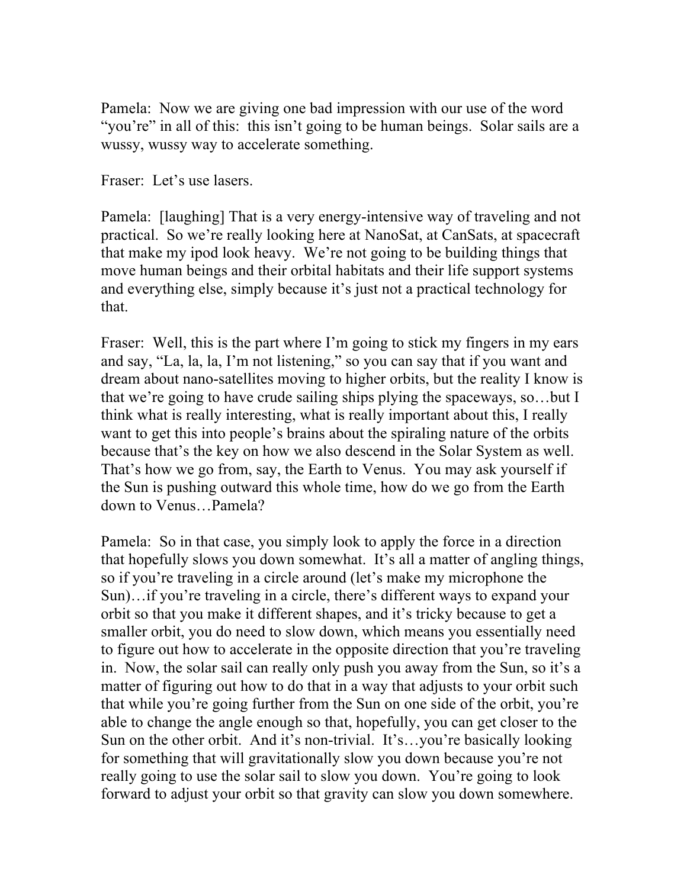Pamela: Now we are giving one bad impression with our use of the word “you’re” in all of this: this isn’t going to be human beings. Solar sails are a wussy, wussy way to accelerate something.

Fraser: Let’s use lasers.

Pamela: [laughing] That is a very energy-intensive way of traveling and not practical. So we’re really looking here at NanoSat, at CanSats, at spacecraft that make my ipod look heavy. We’re not going to be building things that move human beings and their orbital habitats and their life support systems and everything else, simply because it’s just not a practical technology for that.

Fraser: Well, this is the part where I’m going to stick my fingers in my ears and say, “La, la, la, I’m not listening,” so you can say that if you want and dream about nano-satellites moving to higher orbits, but the reality I know is that we’re going to have crude sailing ships plying the spaceways, so…but I think what is really interesting, what is really important about this, I really want to get this into people’s brains about the spiraling nature of the orbits because that’s the key on how we also descend in the Solar System as well. That’s how we go from, say, the Earth to Venus. You may ask yourself if the Sun is pushing outward this whole time, how do we go from the Earth down to Venus…Pamela?

Pamela: So in that case, you simply look to apply the force in a direction that hopefully slows you down somewhat. It’s all a matter of angling things, so if you’re traveling in a circle around (let’s make my microphone the Sun)…if you’re traveling in a circle, there’s different ways to expand your orbit so that you make it different shapes, and it’s tricky because to get a smaller orbit, you do need to slow down, which means you essentially need to figure out how to accelerate in the opposite direction that you’re traveling in. Now, the solar sail can really only push you away from the Sun, so it’s a matter of figuring out how to do that in a way that adjusts to your orbit such that while you’re going further from the Sun on one side of the orbit, you’re able to change the angle enough so that, hopefully, you can get closer to the Sun on the other orbit. And it’s non-trivial. It’s…you’re basically looking for something that will gravitationally slow you down because you’re not really going to use the solar sail to slow you down. You’re going to look forward to adjust your orbit so that gravity can slow you down somewhere.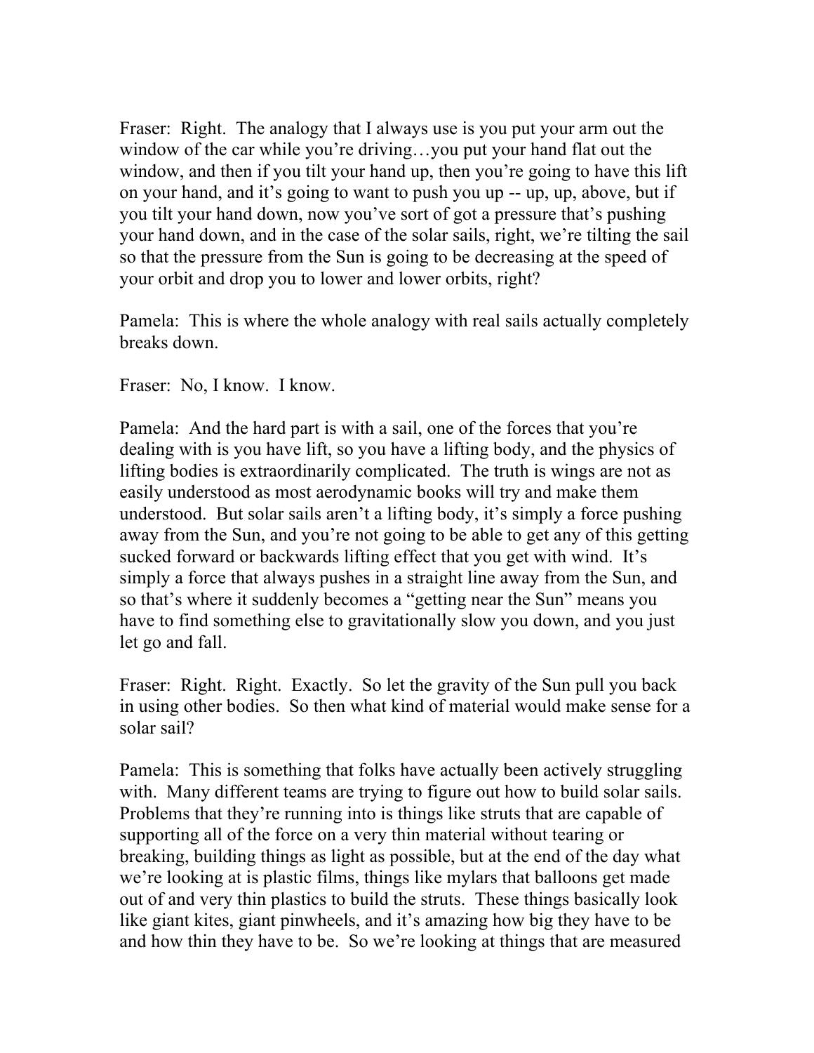Fraser: Right. The analogy that I always use is you put your arm out the window of the car while you're driving…you put your hand flat out the window, and then if you tilt your hand up, then you're going to have this lift on your hand, and it's going to want to push you up -- up, up, above, but if you tilt your hand down, now you've sort of got a pressure that's pushing your hand down, and in the case of the solar sails, right, we're tilting the sail so that the pressure from the Sun is going to be decreasing at the speed of your orbit and drop you to lower and lower orbits, right?

Pamela: This is where the whole analogy with real sails actually completely breaks down.

Fraser: No, I know. I know.

Pamela: And the hard part is with a sail, one of the forces that you're dealing with is you have lift, so you have a lifting body, and the physics of lifting bodies is extraordinarily complicated. The truth is wings are not as easily understood as most aerodynamic books will try and make them understood. But solar sails aren't a lifting body, it's simply a force pushing away from the Sun, and you're not going to be able to get any of this getting sucked forward or backwards lifting effect that you get with wind. It's simply a force that always pushes in a straight line away from the Sun, and so that's where it suddenly becomes a "getting near the Sun" means you have to find something else to gravitationally slow you down, and you just let go and fall.

Fraser: Right. Right. Exactly. So let the gravity of the Sun pull you back in using other bodies. So then what kind of material would make sense for a solar sail?

Pamela: This is something that folks have actually been actively struggling with. Many different teams are trying to figure out how to build solar sails. Problems that they're running into is things like struts that are capable of supporting all of the force on a very thin material without tearing or breaking, building things as light as possible, but at the end of the day what we're looking at is plastic films, things like mylars that balloons get made out of and very thin plastics to build the struts. These things basically look like giant kites, giant pinwheels, and it's amazing how big they have to be and how thin they have to be. So we're looking at things that are measured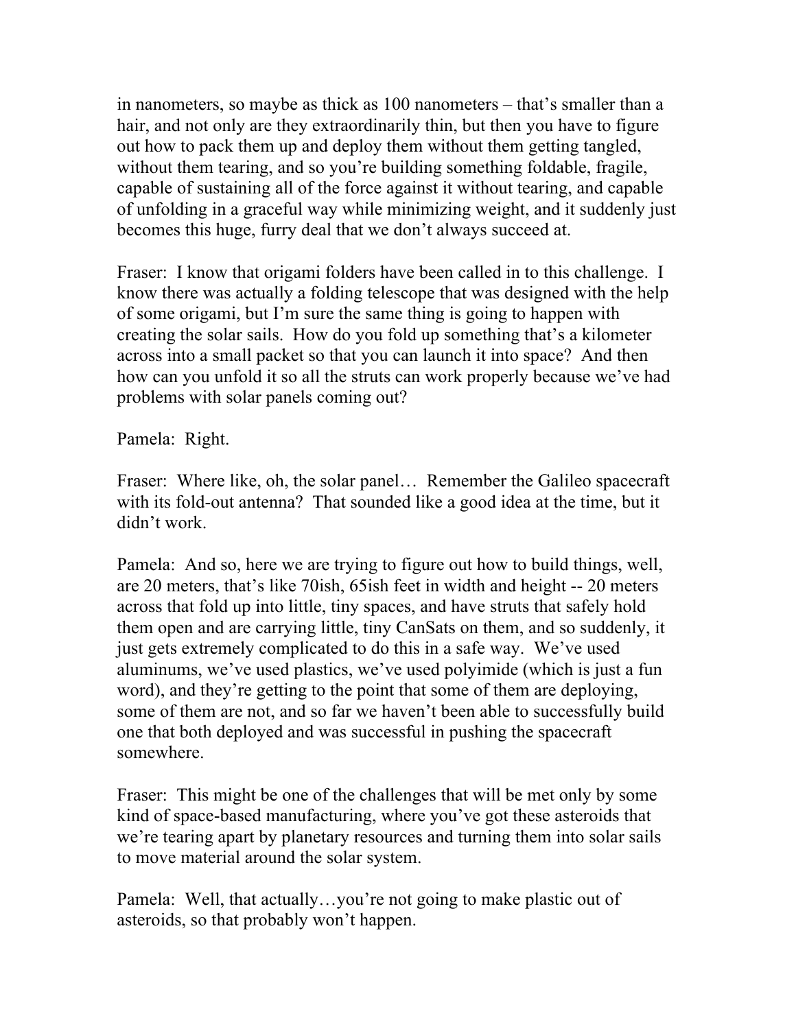in nanometers, so maybe as thick as 100 nanometers – that's smaller than a hair, and not only are they extraordinarily thin, but then you have to figure out how to pack them up and deploy them without them getting tangled, without them tearing, and so you're building something foldable, fragile, capable of sustaining all of the force against it without tearing, and capable of unfolding in a graceful way while minimizing weight, and it suddenly just becomes this huge, furry deal that we don't always succeed at.

Fraser: I know that origami folders have been called in to this challenge. I know there was actually a folding telescope that was designed with the help of some origami, but I'm sure the same thing is going to happen with creating the solar sails. How do you fold up something that's a kilometer across into a small packet so that you can launch it into space? And then how can you unfold it so all the struts can work properly because we've had problems with solar panels coming out?

Pamela: Right.

Fraser: Where like, oh, the solar panel… Remember the Galileo spacecraft with its fold-out antenna? That sounded like a good idea at the time, but it didn't work.

Pamela: And so, here we are trying to figure out how to build things, well, are 20 meters, that's like 70ish, 65ish feet in width and height -- 20 meters across that fold up into little, tiny spaces, and have struts that safely hold them open and are carrying little, tiny CanSats on them, and so suddenly, it just gets extremely complicated to do this in a safe way. We've used aluminums, we've used plastics, we've used polyimide (which is just a fun word), and they're getting to the point that some of them are deploying, some of them are not, and so far we haven't been able to successfully build one that both deployed and was successful in pushing the spacecraft somewhere.

Fraser: This might be one of the challenges that will be met only by some kind of space-based manufacturing, where you've got these asteroids that we're tearing apart by planetary resources and turning them into solar sails to move material around the solar system.

Pamela: Well, that actually…you're not going to make plastic out of asteroids, so that probably won't happen.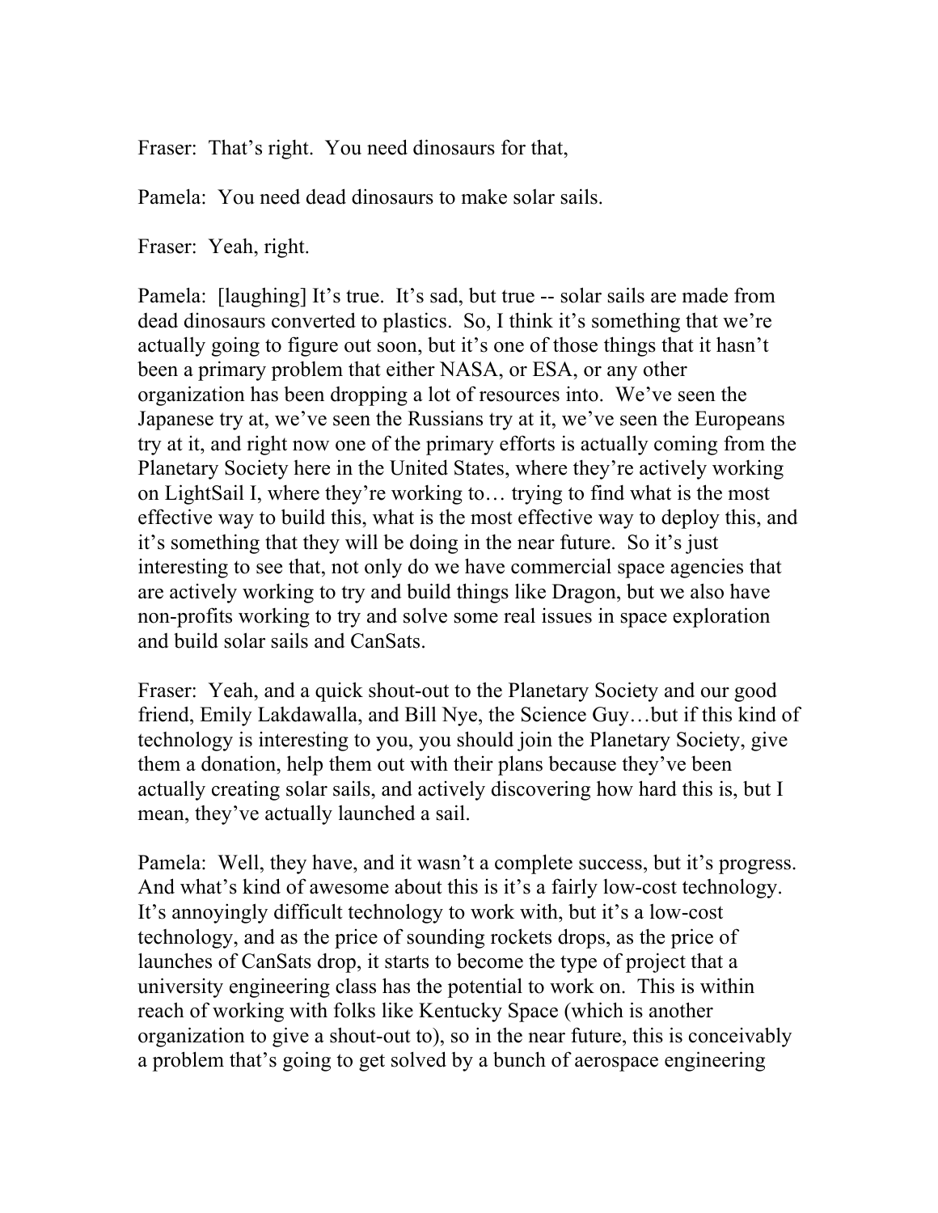Fraser: That's right. You need dinosaurs for that,

Pamela: You need dead dinosaurs to make solar sails.

Fraser: Yeah, right.

Pamela: [laughing] It's true. It's sad, but true -- solar sails are made from dead dinosaurs converted to plastics. So, I think it's something that we're actually going to figure out soon, but it's one of those things that it hasn't been a primary problem that either NASA, or ESA, or any other organization has been dropping a lot of resources into. We've seen the Japanese try at, we've seen the Russians try at it, we've seen the Europeans try at it, and right now one of the primary efforts is actually coming from the Planetary Society here in the United States, where they're actively working on LightSail I, where they're working to… trying to find what is the most effective way to build this, what is the most effective way to deploy this, and it's something that they will be doing in the near future. So it's just interesting to see that, not only do we have commercial space agencies that are actively working to try and build things like Dragon, but we also have non-profits working to try and solve some real issues in space exploration and build solar sails and CanSats.

Fraser: Yeah, and a quick shout-out to the Planetary Society and our good friend, Emily Lakdawalla, and Bill Nye, the Science Guy…but if this kind of technology is interesting to you, you should join the Planetary Society, give them a donation, help them out with their plans because they've been actually creating solar sails, and actively discovering how hard this is, but I mean, they've actually launched a sail.

Pamela: Well, they have, and it wasn't a complete success, but it's progress. And what's kind of awesome about this is it's a fairly low-cost technology. It's annoyingly difficult technology to work with, but it's a low-cost technology, and as the price of sounding rockets drops, as the price of launches of CanSats drop, it starts to become the type of project that a university engineering class has the potential to work on. This is within reach of working with folks like Kentucky Space (which is another organization to give a shout-out to), so in the near future, this is conceivably a problem that's going to get solved by a bunch of aerospace engineering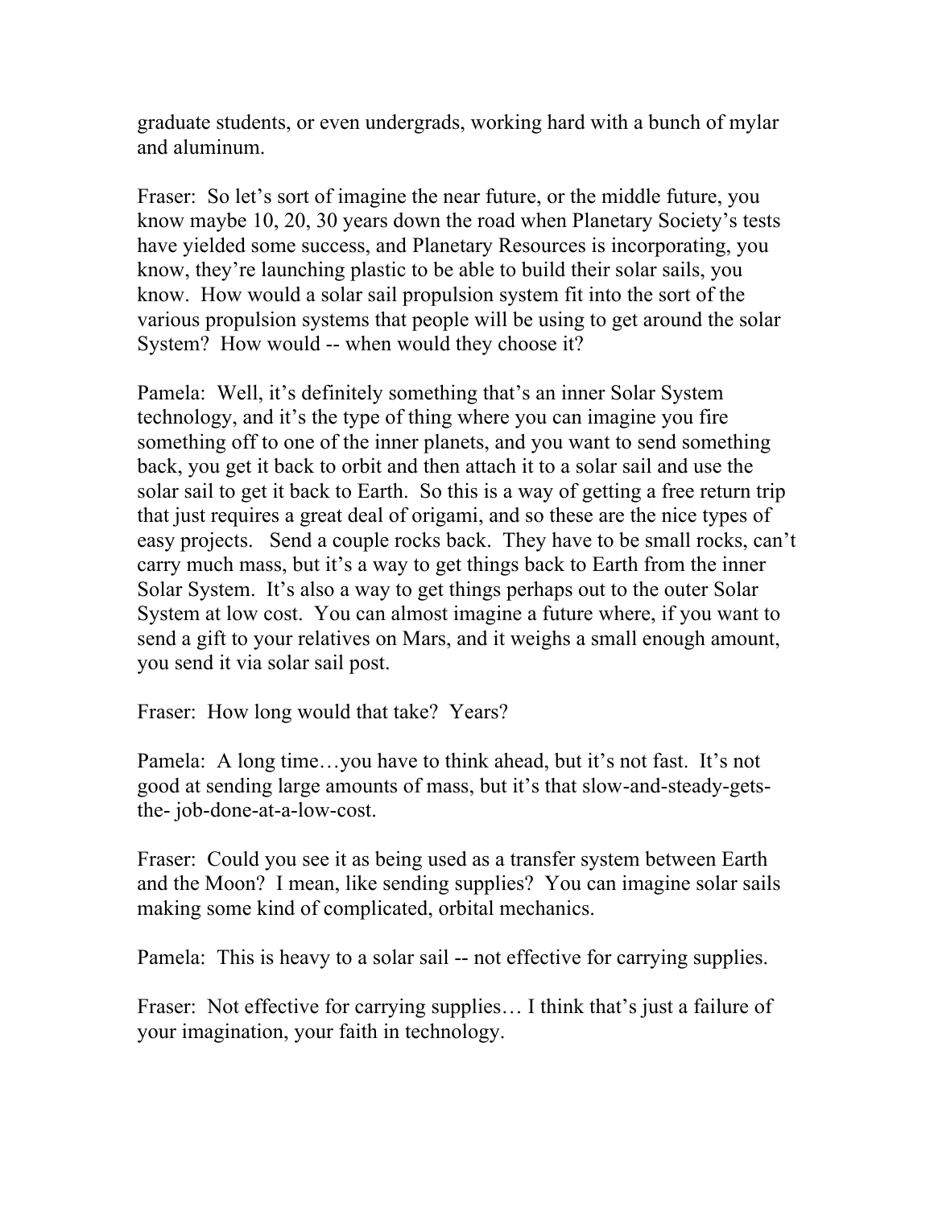graduate students, or even undergrads, working hard with a bunch of mylar and aluminum.

Fraser: So let's sort of imagine the near future, or the middle future, you know maybe 10, 20, 30 years down the road when Planetary Society's tests have yielded some success, and Planetary Resources is incorporating, you know, they're launching plastic to be able to build their solar sails, you know. How would a solar sail propulsion system fit into the sort of the various propulsion systems that people will be using to get around the solar System? How would -- when would they choose it?

Pamela: Well, it's definitely something that's an inner Solar System technology, and it's the type of thing where you can imagine you fire something off to one of the inner planets, and you want to send something back, you get it back to orbit and then attach it to a solar sail and use the solar sail to get it back to Earth. So this is a way of getting a free return trip that just requires a great deal of origami, and so these are the nice types of easy projects. Send a couple rocks back. They have to be small rocks, can't carry much mass, but it's a way to get things back to Earth from the inner Solar System. It's also a way to get things perhaps out to the outer Solar System at low cost. You can almost imagine a future where, if you want to send a gift to your relatives on Mars, and it weighs a small enough amount, you send it via solar sail post.

Fraser: How long would that take? Years?

Pamela: A long time…you have to think ahead, but it's not fast. It's not good at sending large amounts of mass, but it's that slow-and-steady-gets-the- job-done-at-a-low-cost.

Fraser: Could you see it as being used as a transfer system between Earth and the Moon? I mean, like sending supplies? You can imagine solar sails making some kind of complicated, orbital mechanics.

Pamela: This is heavy to a solar sail -- not effective for carrying supplies.

Fraser: Not effective for carrying supplies… I think that's just a failure of your imagination, your faith in technology.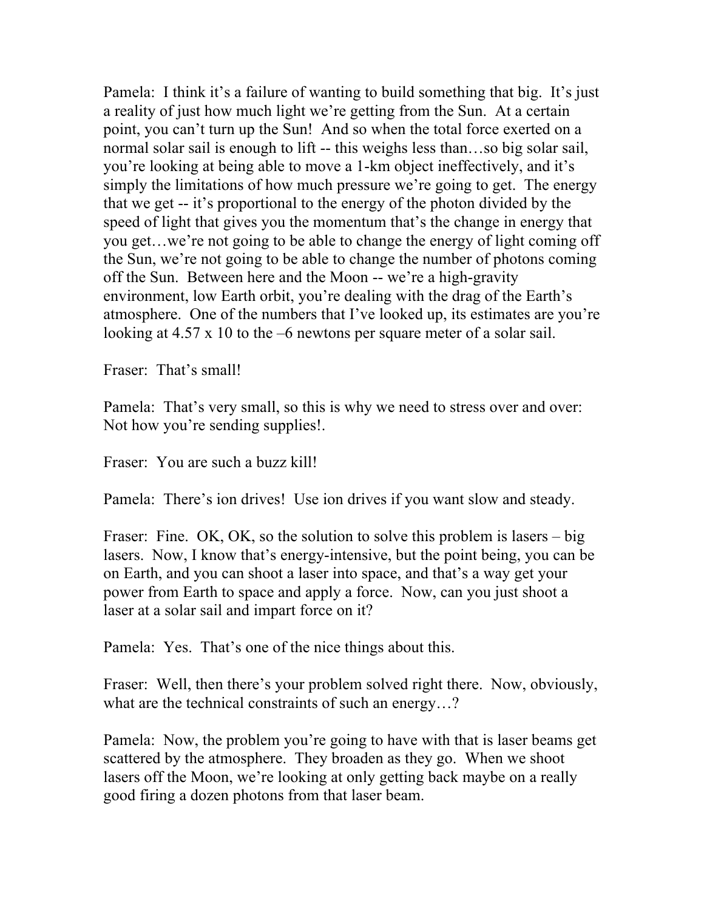Pamela: I think it's a failure of wanting to build something that big. It's just a reality of just how much light we're getting from the Sun. At a certain point, you can't turn up the Sun! And so when the total force exerted on a normal solar sail is enough to lift -- this weighs less than…so big solar sail, you're looking at being able to move a 1-km object ineffectively, and it's simply the limitations of how much pressure we're going to get. The energy that we get -- it's proportional to the energy of the photon divided by the speed of light that gives you the momentum that's the change in energy that you get…we're not going to be able to change the energy of light coming off the Sun, we're not going to be able to change the number of photons coming off the Sun. Between here and the Moon -- we're a high-gravity environment, low Earth orbit, you're dealing with the drag of the Earth's atmosphere. One of the numbers that I've looked up, its estimates are you're looking at 4.57 x 10 to the –6 newtons per square meter of a solar sail.

Fraser: That's small!

Pamela: That's very small, so this is why we need to stress over and over: Not how you're sending supplies!.

Fraser: You are such a buzz kill!

Pamela: There's ion drives! Use ion drives if you want slow and steady.

Fraser: Fine. OK, OK, so the solution to solve this problem is lasers – big lasers. Now, I know that's energy-intensive, but the point being, you can be on Earth, and you can shoot a laser into space, and that's a way get your power from Earth to space and apply a force. Now, can you just shoot a laser at a solar sail and impart force on it?

Pamela: Yes. That's one of the nice things about this.

Fraser: Well, then there's your problem solved right there. Now, obviously, what are the technical constraints of such an energy…?

Pamela: Now, the problem you're going to have with that is laser beams get scattered by the atmosphere. They broaden as they go. When we shoot lasers off the Moon, we're looking at only getting back maybe on a really good firing a dozen photons from that laser beam.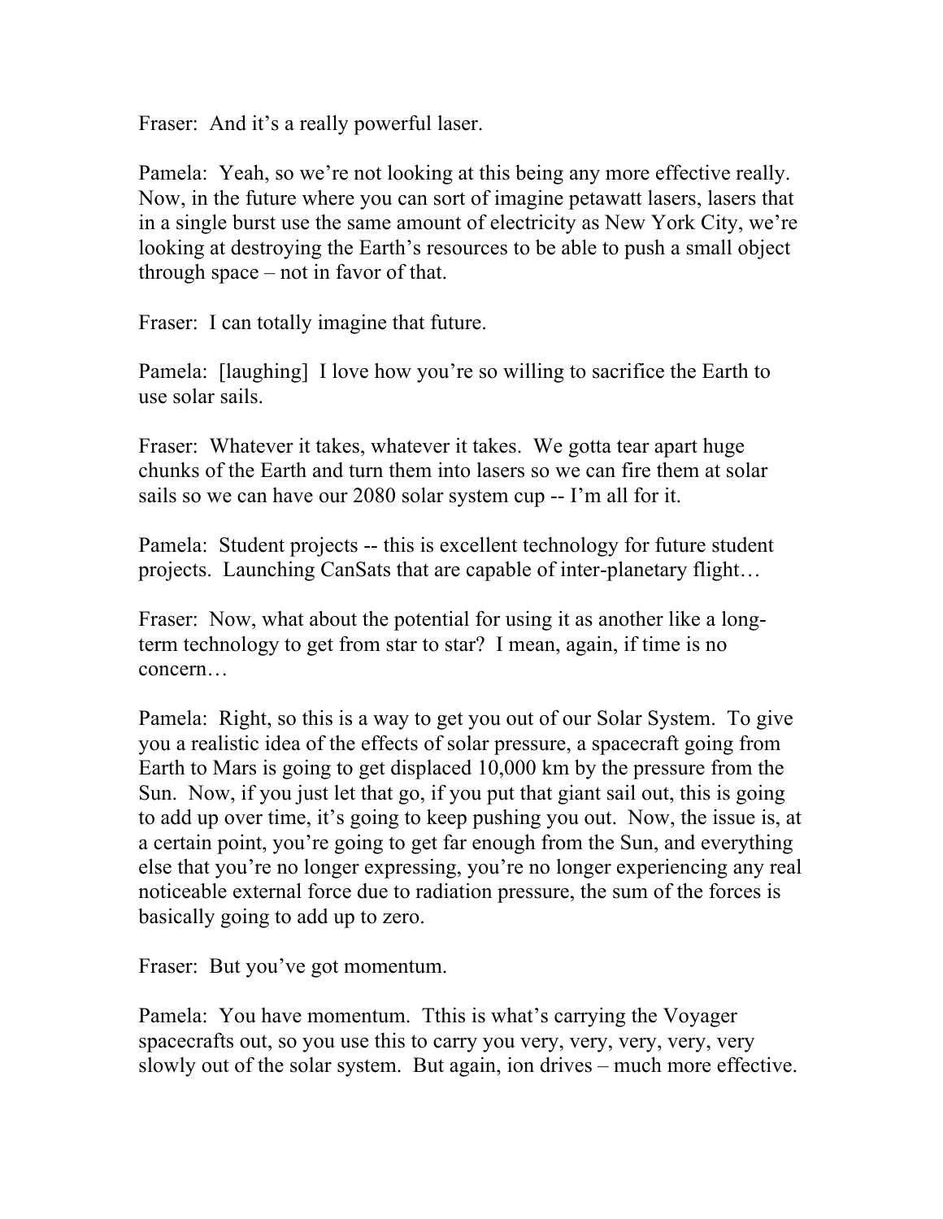Fraser: And it's a really powerful laser.

Pamela: Yeah, so we're not looking at this being any more effective really. Now, in the future where you can sort of imagine petawatt lasers, lasers that in a single burst use the same amount of electricity as New York City, we're looking at destroying the Earth's resources to be able to push a small object through space – not in favor of that.

Fraser: I can totally imagine that future.

Pamela: [laughing] I love how you're so willing to sacrifice the Earth to use solar sails.

Fraser: Whatever it takes, whatever it takes. We gotta tear apart huge chunks of the Earth and turn them into lasers so we can fire them at solar sails so we can have our 2080 solar system cup -- I'm all for it.

Pamela: Student projects -- this is excellent technology for future student projects. Launching CanSats that are capable of inter-planetary flight…

Fraser: Now, what about the potential for using it as another like a long-term technology to get from star to star? I mean, again, if time is no concern…

Pamela: Right, so this is a way to get you out of our Solar System. To give you a realistic idea of the effects of solar pressure, a spacecraft going from Earth to Mars is going to get displaced 10,000 km by the pressure from the Sun. Now, if you just let that go, if you put that giant sail out, this is going to add up over time, it's going to keep pushing you out. Now, the issue is, at a certain point, you're going to get far enough from the Sun, and everything else that you're no longer expressing, you're no longer experiencing any real noticeable external force due to radiation pressure, the sum of the forces is basically going to add up to zero.

Fraser: But you've got momentum.

Pamela: You have momentum. Tthis is what's carrying the Voyager spacecrafts out, so you use this to carry you very, very, very, very, very slowly out of the solar system. But again, ion drives – much more effective.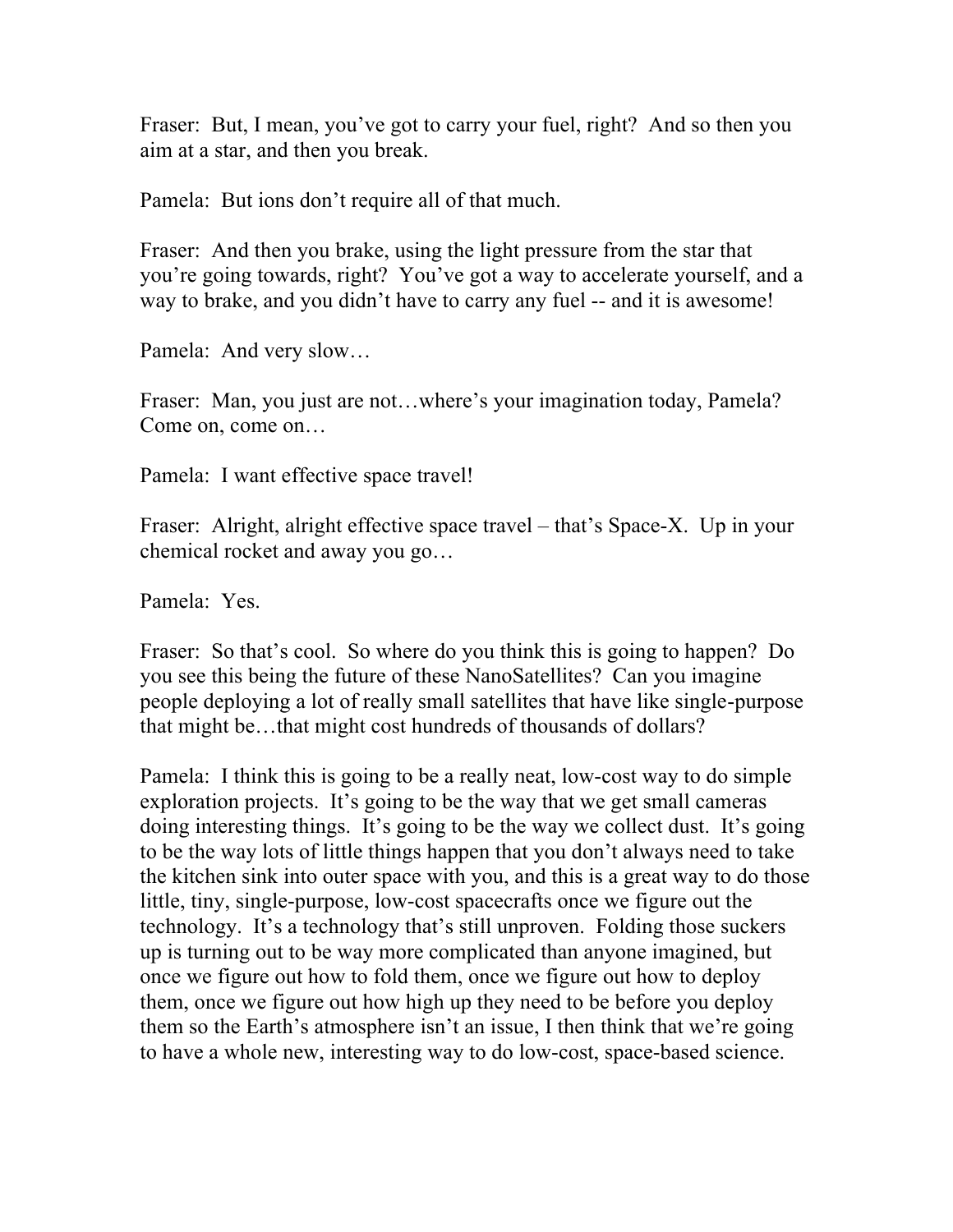Fraser: But, I mean, you've got to carry your fuel, right? And so then you aim at a star, and then you break.

Pamela: But ions don't require all of that much.

Fraser: And then you brake, using the light pressure from the star that you're going towards, right? You've got a way to accelerate yourself, and a way to brake, and you didn't have to carry any fuel -- and it is awesome!

Pamela: And very slow…

Fraser: Man, you just are not…where's your imagination today, Pamela? Come on, come on…

Pamela: I want effective space travel!

Fraser: Alright, alright effective space travel – that's Space-X. Up in your chemical rocket and away you go…

Pamela: Yes.

Fraser: So that's cool. So where do you think this is going to happen? Do you see this being the future of these NanoSatellites? Can you imagine people deploying a lot of really small satellites that have like single-purpose that might be…that might cost hundreds of thousands of dollars?

Pamela: I think this is going to be a really neat, low-cost way to do simple exploration projects. It's going to be the way that we get small cameras doing interesting things. It's going to be the way we collect dust. It's going to be the way lots of little things happen that you don't always need to take the kitchen sink into outer space with you, and this is a great way to do those little, tiny, single-purpose, low-cost spacecrafts once we figure out the technology. It's a technology that's still unproven. Folding those suckers up is turning out to be way more complicated than anyone imagined, but once we figure out how to fold them, once we figure out how to deploy them, once we figure out how high up they need to be before you deploy them so the Earth's atmosphere isn't an issue, I then think that we're going to have a whole new, interesting way to do low-cost, space-based science.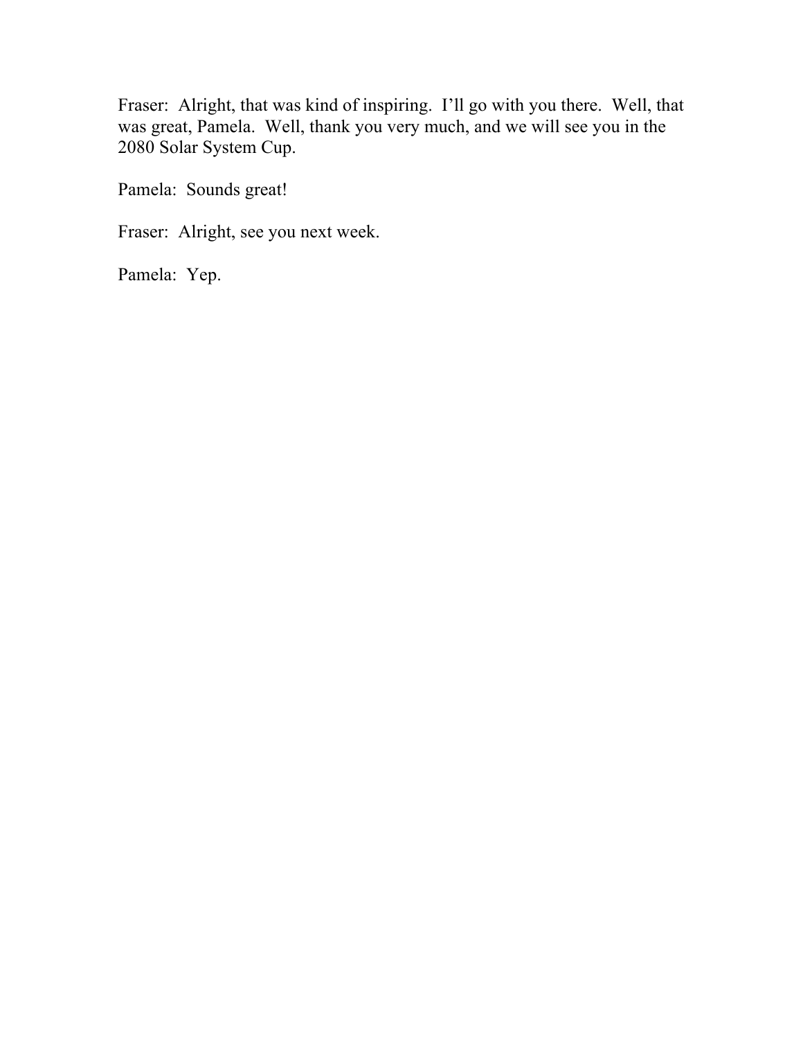Fraser: Alright, that was kind of inspiring. I'll go with you there. Well, that was great, Pamela. Well, thank you very much, and we will see you in the 2080 Solar System Cup.

Pamela: Sounds great!

Fraser: Alright, see you next week.

Pamela: Yep.